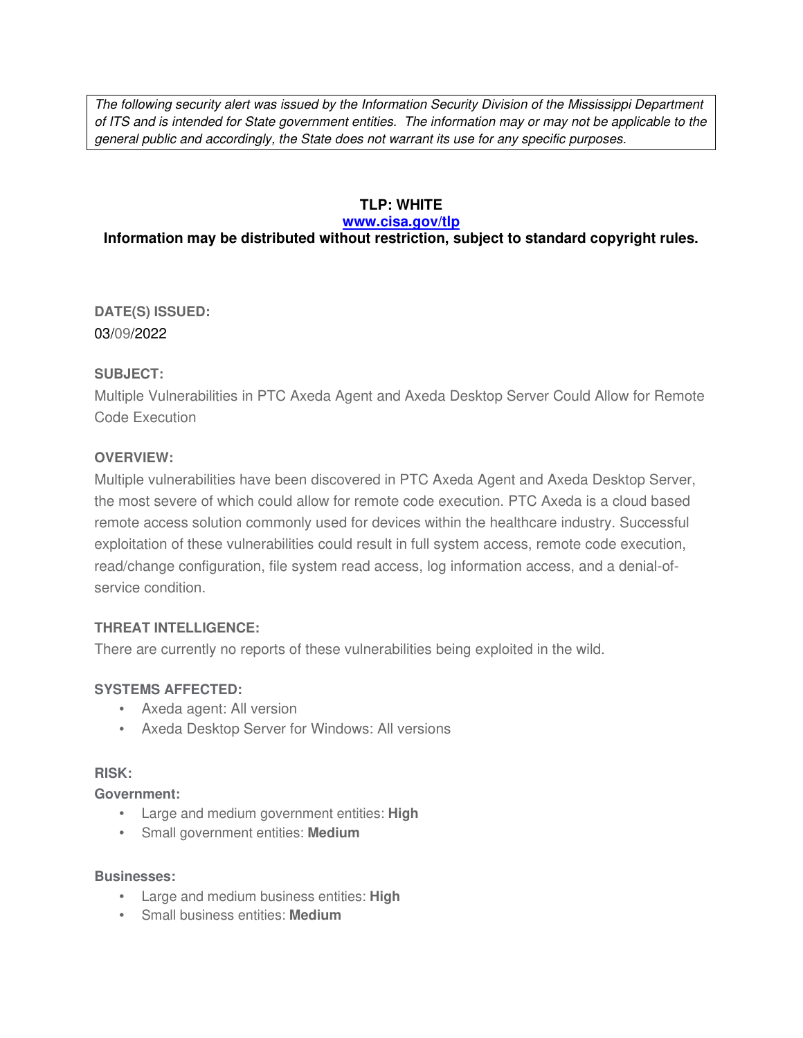*The following security alert was issued by the Information Security Division of the Mississippi Department of ITS and is intended for State government entities. The information may or may not be applicable to the general public and accordingly, the State does not warrant its use for any specific purposes.*

**TLP: WHITE**

**[www.cisa.gov/tlp](www.cisa.gov/tlp)**

**Information may be distributed without restriction, subject to standard copyright rules.**

**DATE(S) ISSUED:**

03/09/2022

**SUBJECT:**

Multiple Vulnerabilities in PTC Axeda Agent and Axeda Desktop Server Could Allow for Remote Code Execution

**OVERVIEW:**

Multiple vulnerabilities have been discovered in PTC Axeda Agent and Axeda Desktop Server, the most severe of which could allow for remote code execution. PTC Axeda is a cloud based remote access solution commonly used for devices within the healthcare industry. Successful exploitation of these vulnerabilities could result in full system access, remote code execution, read/change configuration, file system read access, log information access, and a denial-of-service condition.

**THREAT INTELLIGENCE:**

There are currently no reports of these vulnerabilities being exploited in the wild.

**SYSTEMS AFFECTED:**

- Axeda agent: All version
- Axeda Desktop Server for Windows: All versions

**RISK:**

**Government:**

- Large and medium government entities: **High**
- Small government entities: **Medium**

**Businesses:**

- Large and medium business entities: **High**
- Small business entities: **Medium**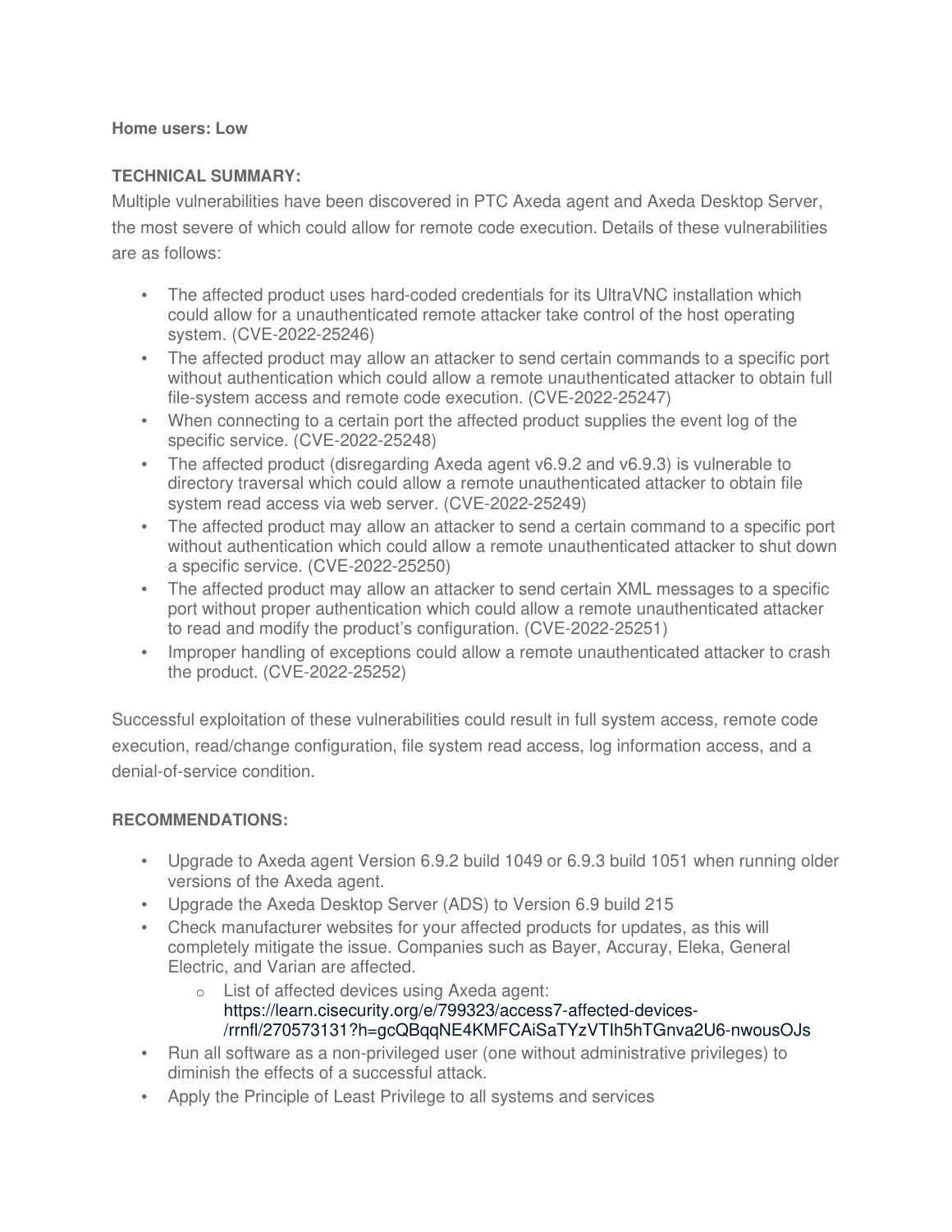**Home users: Low**

**TECHNICAL SUMMARY:**

Multiple vulnerabilities have been discovered in PTC Axeda agent and Axeda Desktop Server, the most severe of which could allow for remote code execution. Details of these vulnerabilities are as follows:

- The affected product uses hard-coded credentials for its UltraVNC installation which could allow for a unauthenticated remote attacker take control of the host operating system. (CVE-2022-25246)
- The affected product may allow an attacker to send certain commands to a specific port without authentication which could allow a remote unauthenticated attacker to obtain full file-system access and remote code execution. (CVE-2022-25247)
- When connecting to a certain port the affected product supplies the event log of the specific service. (CVE-2022-25248)
- The affected product (disregarding Axeda agent v6.9.2 and v6.9.3) is vulnerable to directory traversal which could allow a remote unauthenticated attacker to obtain file system read access via web server. (CVE-2022-25249)
- The affected product may allow an attacker to send a certain command to a specific port without authentication which could allow a remote unauthenticated attacker to shut down a specific service. (CVE-2022-25250)
- The affected product may allow an attacker to send certain XML messages to a specific port without proper authentication which could allow a remote unauthenticated attacker to read and modify the product's configuration. (CVE-2022-25251)
- Improper handling of exceptions could allow a remote unauthenticated attacker to crash the product. (CVE-2022-25252)

Successful exploitation of these vulnerabilities could result in full system access, remote code execution, read/change configuration, file system read access, log information access, and a denial-of-service condition.

**RECOMMENDATIONS:**

- Upgrade to Axeda agent Version 6.9.2 build 1049 or 6.9.3 build 1051 when running older versions of the Axeda agent.
- Upgrade the Axeda Desktop Server (ADS) to Version 6.9 build 215
- Check manufacturer websites for your affected products for updates, as this will completely mitigate the issue. Companies such as Bayer, Accuray, Eleka, General Electric, and Varian are affected.
  - List of affected devices using Axeda agent: https://learn.cisecurity.org/e/799323/access7-affected-devices-/rrnfl/270573131?h=gcQBqqNE4KMFCAiSaTYzVTIh5hTGnva2U6-nwousOJs
- Run all software as a non-privileged user (one without administrative privileges) to diminish the effects of a successful attack.
- Apply the Principle of Least Privilege to all systems and services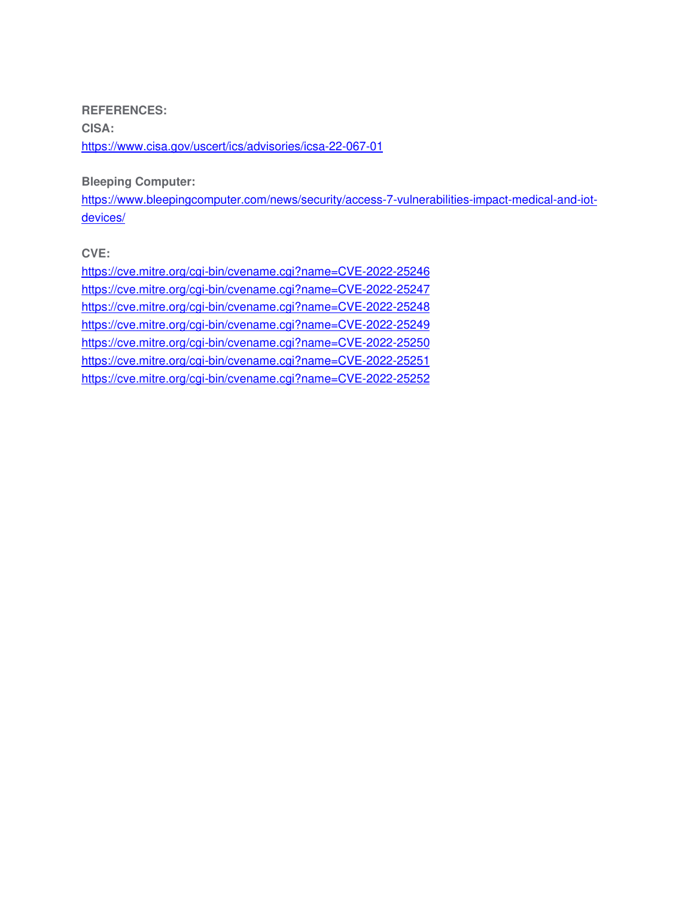**REFERENCES:**

**CISA:**

https://www.cisa.gov/uscert/ics/advisories/icsa-22-067-01

**Bleeping Computer:**

https://www.bleepingcomputer.com/news/security/access-7-vulnerabilities-impact-medical-and-iot-devices/

**CVE:**

https://cve.mitre.org/cgi-bin/cvename.cgi?name=CVE-2022-25246
https://cve.mitre.org/cgi-bin/cvename.cgi?name=CVE-2022-25247
https://cve.mitre.org/cgi-bin/cvename.cgi?name=CVE-2022-25248
https://cve.mitre.org/cgi-bin/cvename.cgi?name=CVE-2022-25249
https://cve.mitre.org/cgi-bin/cvename.cgi?name=CVE-2022-25250
https://cve.mitre.org/cgi-bin/cvename.cgi?name=CVE-2022-25251
https://cve.mitre.org/cgi-bin/cvename.cgi?name=CVE-2022-25252